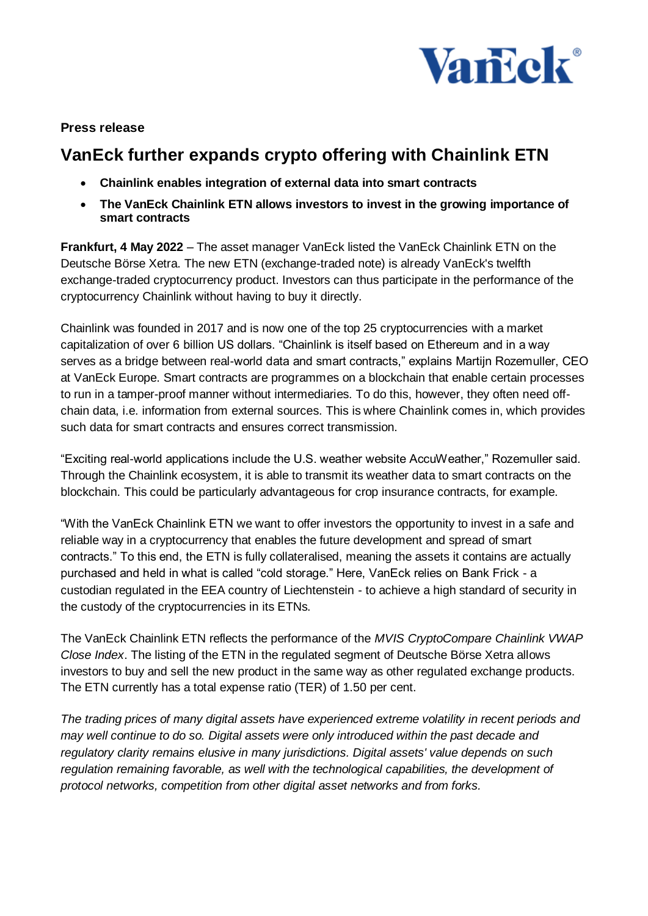**Press release**

# VanEck further expands crypto offering with Chainlink ETN

- **Chainlink enables integration of external data into smart contracts**
- **The VanEck Chainlink ETN allows investors to invest in the growing importance of smart contracts**

**Frankfurt, 4 May 2022** – The asset manager VanEck listed the VanEck Chainlink ETN on the Deutsche Börse Xetra. The new ETN (exchange-traded note) is already VanEck's twelfth exchange-traded cryptocurrency product. Investors can thus participate in the performance of the cryptocurrency Chainlink without having to buy it directly.

Chainlink was founded in 2017 and is now one of the top 25 cryptocurrencies with a market capitalization of over 6 billion US dollars. "Chainlink is itself based on Ethereum and in a way serves as a bridge between real-world data and smart contracts," explains Martijn Rozemuller, CEO at VanEck Europe. Smart contracts are programmes on a blockchain that enable certain processes to run in a tamper-proof manner without intermediaries. To do this, however, they often need off-chain data, i.e. information from external sources. This is where Chainlink comes in, which provides such data for smart contracts and ensures correct transmission.

"Exciting real-world applications include the U.S. weather website AccuWeather," Rozemuller said. Through the Chainlink ecosystem, it is able to transmit its weather data to smart contracts on the blockchain. This could be particularly advantageous for crop insurance contracts, for example.

"With the VanEck Chainlink ETN we want to offer investors the opportunity to invest in a safe and reliable way in a cryptocurrency that enables the future development and spread of smart contracts." To this end, the ETN is fully collateralised, meaning the assets it contains are actually purchased and held in what is called "cold storage." Here, VanEck relies on Bank Frick - a custodian regulated in the EEA country of Liechtenstein - to achieve a high standard of security in the custody of the cryptocurrencies in its ETNs.

The VanEck Chainlink ETN reflects the performance of the *MVIS CryptoCompare Chainlink VWAP Close Index*. The listing of the ETN in the regulated segment of Deutsche Börse Xetra allows investors to buy and sell the new product in the same way as other regulated exchange products. The ETN currently has a total expense ratio (TER) of 1.50 per cent.

*The trading prices of many digital assets have experienced extreme volatility in recent periods and may well continue to do so. Digital assets were only introduced within the past decade and regulatory clarity remains elusive in many jurisdictions. Digital assets' value depends on such regulation remaining favorable, as well with the technological capabilities, the development of protocol networks, competition from other digital asset networks and from forks.*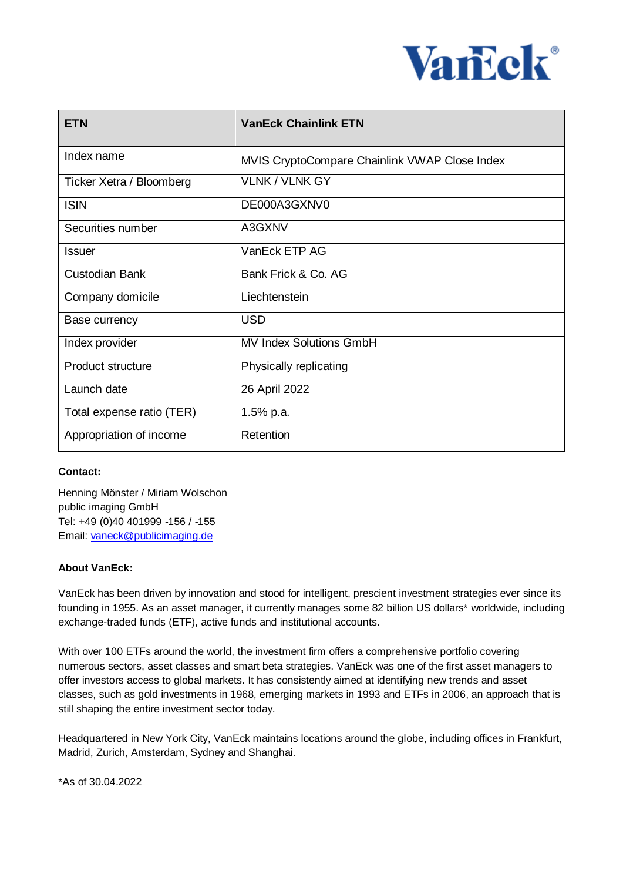| ETN | VanEck Chainlink ETN |
|---|---|
| Index name | MVIS CryptoCompare Chainlink VWAP Close Index |
| Ticker Xetra / Bloomberg | VLNK / VLNK GY |
| ISIN | DE000A3GXNV0 |
| Securities number | A3GXNV |
| Issuer | VanEck ETP AG |
| Custodian Bank | Bank Frick & Co. AG |
| Company domicile | Liechtenstein |
| Base currency | USD |
| Index provider | MV Index Solutions GmbH |
| Product structure | Physically replicating |
| Launch date | 26 April 2022 |
| Total expense ratio (TER) | 1.5% p.a. |
| Appropriation of income | Retention |

**Contact:**

Henning Mönster / Miriam Wolschon
public imaging GmbH
Tel: +49 (0)40 401999 -156 / -155
Email: vaneck@publicimaging.de

**About VanEck:**

VanEck has been driven by innovation and stood for intelligent, prescient investment strategies ever since its founding in 1955. As an asset manager, it currently manages some 82 billion US dollars* worldwide, including exchange-traded funds (ETF), active funds and institutional accounts.

With over 100 ETFs around the world, the investment firm offers a comprehensive portfolio covering numerous sectors, asset classes and smart beta strategies. VanEck was one of the first asset managers to offer investors access to global markets. It has consistently aimed at identifying new trends and asset classes, such as gold investments in 1968, emerging markets in 1993 and ETFs in 2006, an approach that is still shaping the entire investment sector today.

Headquartered in New York City, VanEck maintains locations around the globe, including offices in Frankfurt, Madrid, Zurich, Amsterdam, Sydney and Shanghai.

*As of 30.04.2022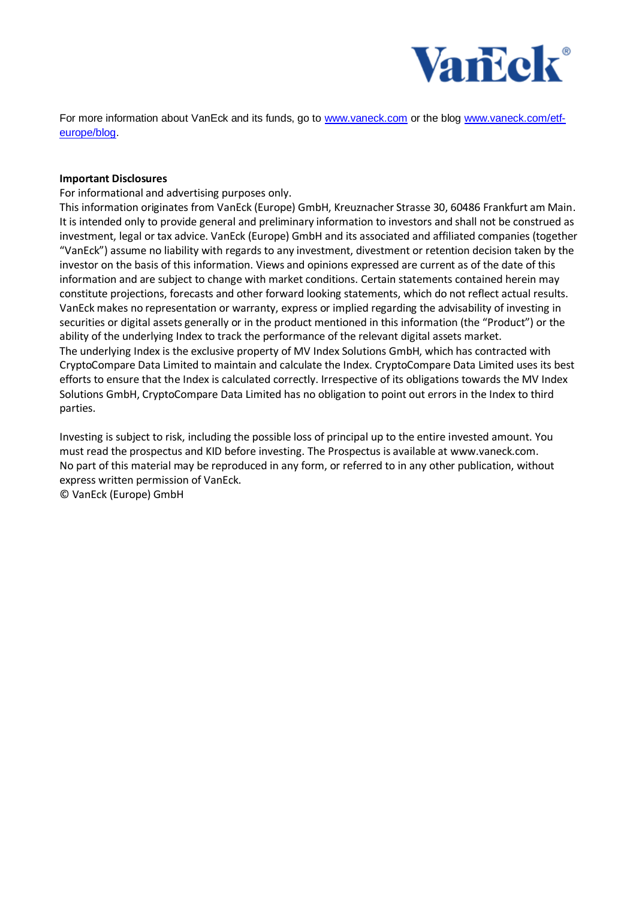For more information about VanEck and its funds, go to [www.vaneck.com](http://www.vaneck.com) or the blog [www.vaneck.com/etf-europe/blog](http://www.vaneck.com/etf-europe/blog).

**Important Disclosures**

For informational and advertising purposes only.

This information originates from VanEck (Europe) GmbH, Kreuznacher Strasse 30, 60486 Frankfurt am Main. It is intended only to provide general and preliminary information to investors and shall not be construed as investment, legal or tax advice. VanEck (Europe) GmbH and its associated and affiliated companies (together "VanEck") assume no liability with regards to any investment, divestment or retention decision taken by the investor on the basis of this information. Views and opinions expressed are current as of the date of this information and are subject to change with market conditions. Certain statements contained herein may constitute projections, forecasts and other forward looking statements, which do not reflect actual results. VanEck makes no representation or warranty, express or implied regarding the advisability of investing in securities or digital assets generally or in the product mentioned in this information (the "Product") or the ability of the underlying Index to track the performance of the relevant digital assets market.

The underlying Index is the exclusive property of MV Index Solutions GmbH, which has contracted with CryptoCompare Data Limited to maintain and calculate the Index. CryptoCompare Data Limited uses its best efforts to ensure that the Index is calculated correctly. Irrespective of its obligations towards the MV Index Solutions GmbH, CryptoCompare Data Limited has no obligation to point out errors in the Index to third parties.

Investing is subject to risk, including the possible loss of principal up to the entire invested amount. You must read the prospectus and KID before investing. The Prospectus is available at www.vaneck.com.

No part of this material may be reproduced in any form, or referred to in any other publication, without express written permission of VanEck.

© VanEck (Europe) GmbH